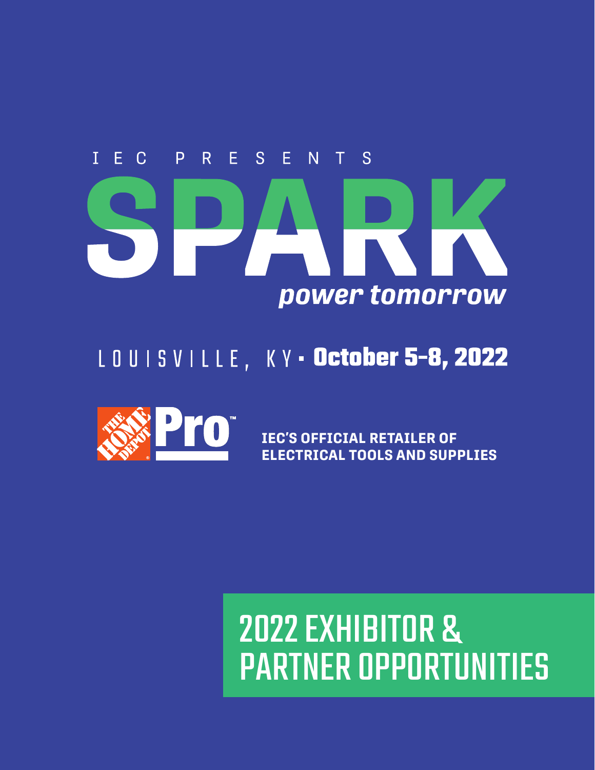IEC PRESENTS

# SPARK

*power tomorrow*

LOUISVILLE, KY · **October 5-8, 2022**

The Home Depot Pro™

**IEC'S OFFICIAL RETAILER OF ELECTRICAL TOOLS AND SUPPLIES**

## 2022 EXHIBITOR & PARTNER OPPORTUNITIES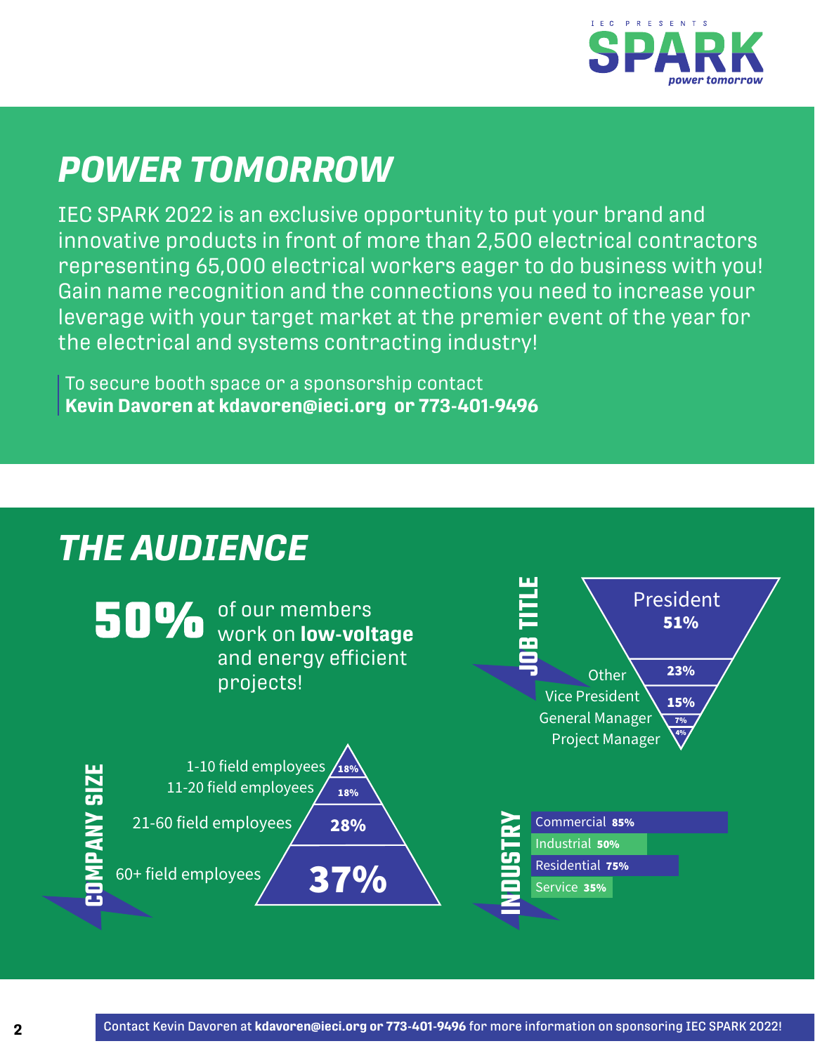IEC PRESENTS SPARK power tomorrow

## POWER TOMORROW

IEC SPARK 2022 is an exclusive opportunity to put your brand and innovative products in front of more than 2,500 electrical contractors representing 65,000 electrical workers eager to do business with you! Gain name recognition and the connections you need to increase your leverage with your target market at the premier event of the year for the electrical and systems contracting industry!

To secure booth space or a sponsorship contact
**Kevin Davoren at kdavoren@ieci.org or 773-401-9496**

## THE AUDIENCE

**50%** of our members work on **low-voltage** and energy efficient projects!

### JOB TITLE

| Job Title | Percentage |
|---|---|
| President | 51% |
| Other | 23% |
| Vice President | 15% |
| General Manager | 7% |
| Project Manager | 4% |

### COMPANY SIZE

| Company Size | Percentage |
|---|---|
| 1-10 field employees | 18% |
| 11-20 field employees | 18% |
| 21-60 field employees | 28% |
| 60+ field employees | 37% |

### INDUSTRY

| Industry | Percentage |
|---|---|
| Commercial | 85% |
| Industrial | 50% |
| Residential | 75% |
| Service | 35% |

Contact Kevin Davoren at **kdavoren@ieci.org or 773-401-9496** for more information on sponsoring IEC SPARK 2022!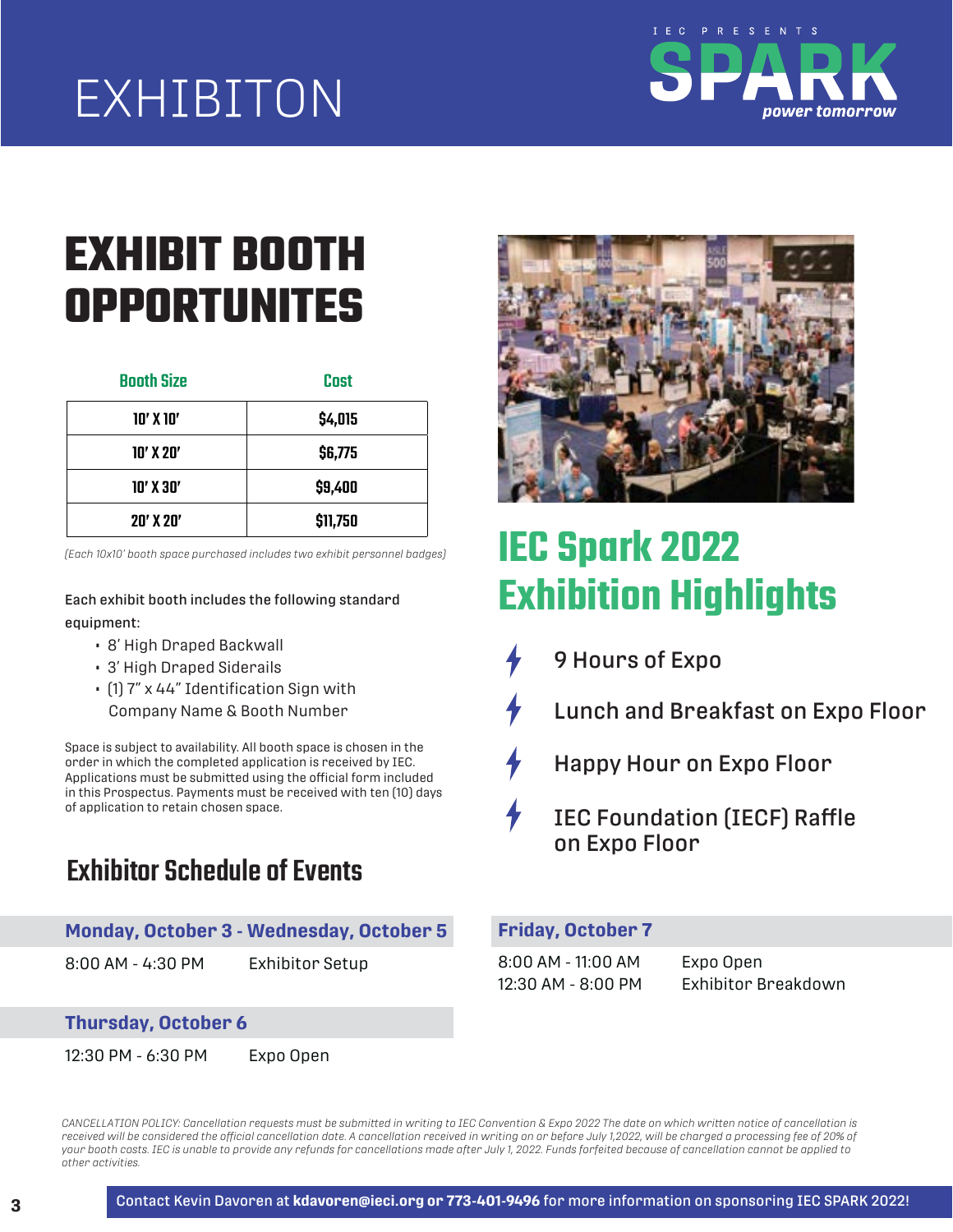# EXHIBITON

IEC PRESENTS SPARK power tomorrow

## EXHIBIT BOOTH OPPORTUNITES

| Booth Size | Cost |
|---|---|
| 10' X 10' | $4,015 |
| 10' X 20' | $6,775 |
| 10' X 30' | $9,400 |
| 20' X 20' | $11,750 |

*(Each 10x10' booth space purchased includes two exhibit personnel badges)*

Each exhibit booth includes the following standard equipment:

- 8' High Draped Backwall
- 3' High Draped Siderails
- (1) 7" x 44" Identification Sign with Company Name & Booth Number

Space is subject to availability. All booth space is chosen in the order in which the completed application is received by IEC. Applications must be submitted using the official form included in this Prospectus. Payments must be received with ten (10) days of application to retain chosen space.

## IEC Spark 2022 Exhibition Highlights

- 9 Hours of Expo
- Lunch and Breakfast on Expo Floor
- Happy Hour on Expo Floor
- IEC Foundation (IECF) Raffle on Expo Floor

## Exhibitor Schedule of Events

**Monday, October 3 - Wednesday, October 5**

| | |
|---|---|
| 8:00 AM - 4:30 PM | Exhibitor Setup |

**Thursday, October 6**

| | |
|---|---|
| 12:30 PM - 6:30 PM | Expo Open |

**Friday, October 7**

| | |
|---|---|
| 8:00 AM - 11:00 AM | Expo Open |
| 12:30 AM - 8:00 PM | Exhibitor Breakdown |

*CANCELLATION POLICY: Cancellation requests must be submitted in writing to IEC Convention & Expo 2022 The date on which written notice of cancellation is received will be considered the official cancellation date. A cancellation received in writing on or before July 1,2022, will be charged a processing fee of 20% of your booth costs. IEC is unable to provide any refunds for cancellations made after July 1, 2022. Funds forfeited because of cancellation cannot be applied to other activities.*

Contact Kevin Davoren at **kdavoren@ieci.org or 773-401-9496** for more information on sponsoring IEC SPARK 2022!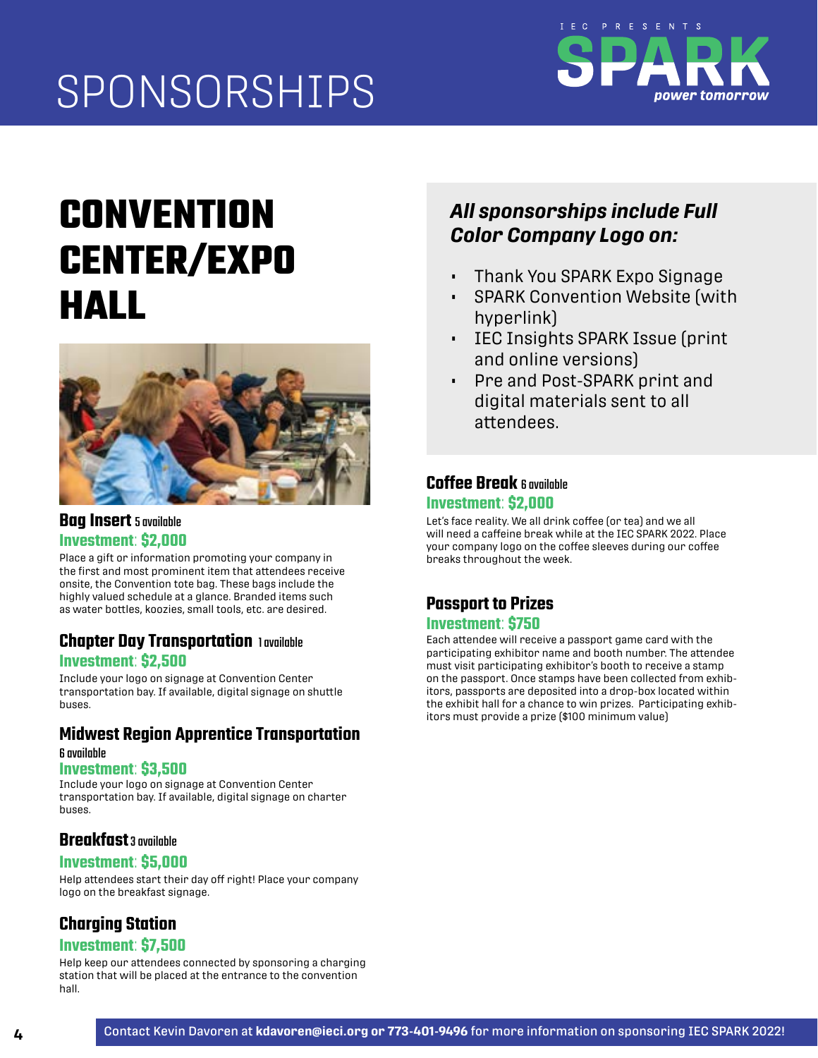# SPONSORSHIPS

IEC PRESENTS SPARK power tomorrow

## CONVENTION CENTER/EXPO HALL

### Bag Insert 5 available

**Investment: $2,000**

Place a gift or information promoting your company in the first and most prominent item that attendees receive onsite, the Convention tote bag. These bags include the highly valued schedule at a glance. Branded items such as water bottles, koozies, small tools, etc. are desired.

### Chapter Day Transportation 1 available

**Investment: $2,500**

Include your logo on signage at Convention Center transportation bay. If available, digital signage on shuttle buses.

### Midwest Region Apprentice Transportation 6 available

**Investment: $3,500**

Include your logo on signage at Convention Center transportation bay. If available, digital signage on charter buses.

### Breakfast 3 available

**Investment: $5,000**

Help attendees start their day off right! Place your company logo on the breakfast signage.

### Charging Station

**Investment: $7,500**

Help keep our attendees connected by sponsoring a charging station that will be placed at the entrance to the convention hall.

***All sponsorships include Full Color Company Logo on:***

- Thank You SPARK Expo Signage
- SPARK Convention Website (with hyperlink)
- IEC Insights SPARK Issue (print and online versions)
- Pre and Post-SPARK print and digital materials sent to all attendees.

### Coffee Break 6 available

**Investment: $2,000**

Let's face reality. We all drink coffee (or tea) and we all will need a caffeine break while at the IEC SPARK 2022. Place your company logo on the coffee sleeves during our coffee breaks throughout the week.

### Passport to Prizes

**Investment: $750**

Each attendee will receive a passport game card with the participating exhibitor name and booth number. The attendee must visit participating exhibitor's booth to receive a stamp on the passport. Once stamps have been collected from exhibitors, passports are deposited into a drop-box located within the exhibit hall for a chance to win prizes. Participating exhibitors must provide a prize ($100 minimum value)

Contact Kevin Davoren at **kdavoren@ieci.org or 773-401-9496** for more information on sponsoring IEC SPARK 2022!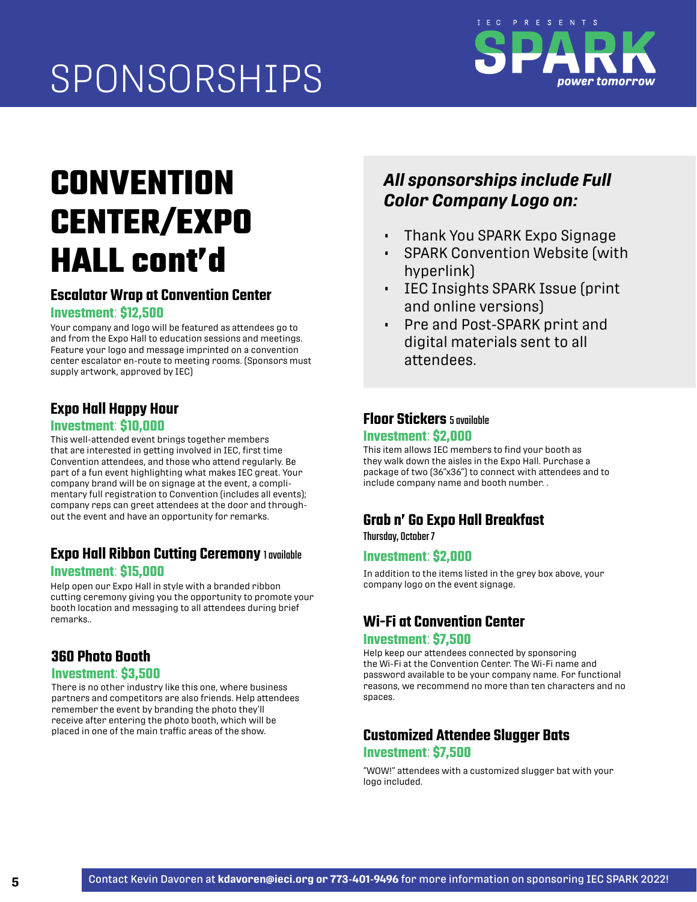# SPONSORSHIPS

IEC PRESENTS **SPARK** *power tomorrow*

## CONVENTION CENTER/EXPO HALL cont'd

### Escalator Wrap at Convention Center

**Investment: $12,500**

Your company and logo will be featured as attendees go to and from the Expo Hall to education sessions and meetings. Feature your logo and message imprinted on a convention center escalator en-route to meeting rooms. (Sponsors must supply artwork, approved by IEC)

### Expo Hall Happy Hour

**Investment: $10,000**

This well-attended event brings together members that are interested in getting involved in IEC, first time Convention attendees, and those who attend regularly. Be part of a fun event highlighting what makes IEC great. Your company brand will be on signage at the event, a complimentary full registration to Convention (includes all events); company reps can greet attendees at the door and throughout the event and have an opportunity for remarks.

### Expo Hall Ribbon Cutting Ceremony 1 available

**Investment: $15,000**

Help open our Expo Hall in style with a branded ribbon cutting ceremony giving you the opportunity to promote your booth location and messaging to all attendees during brief remarks..

### 360 Photo Booth

**Investment: $3,500**

There is no other industry like this one, where business partners and competitors are also friends. Help attendees remember the event by branding the photo they'll receive after entering the photo booth, which will be placed in one of the main traffic areas of the show.

***All sponsorships include Full Color Company Logo on:***

- Thank You SPARK Expo Signage
- SPARK Convention Website (with hyperlink)
- IEC Insights SPARK Issue (print and online versions)
- Pre and Post-SPARK print and digital materials sent to all attendees.

### Floor Stickers 5 available

**Investment: $2,000**

This item allows IEC members to find your booth as they walk down the aisles in the Expo Hall. Purchase a package of two (36"x36") to connect with attendees and to include company name and booth number. .

### Grab n' Go Expo Hall Breakfast

Thursday, October 7

**Investment: $2,000**

In addition to the items listed in the grey box above, your company logo on the event signage.

### Wi-Fi at Convention Center

**Investment: $7,500**

Help keep our attendees connected by sponsoring the Wi-Fi at the Convention Center. The Wi-Fi name and password available to be your company name. For functional reasons, we recommend no more than ten characters and no spaces.

### Customized Attendee Slugger Bats

**Investment: $7,500**

"WOW!" attendees with a customized slugger bat with your logo included.

Contact Kevin Davoren at **kdavoren@ieci.org or 773-401-9496** for more information on sponsoring IEC SPARK 2022!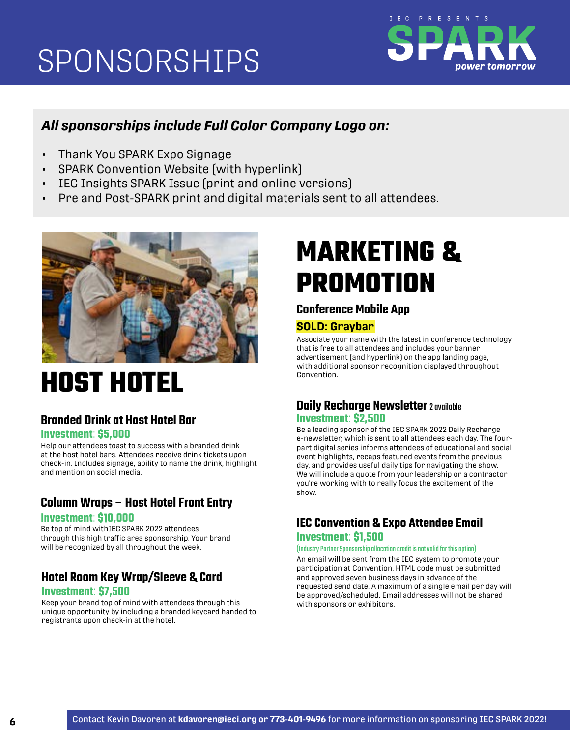# SPONSORSHIPS

IEC PRESENTS **SPARK** *power tomorrow*

***All sponsorships include Full Color Company Logo on:***

- Thank You SPARK Expo Signage
- SPARK Convention Website (with hyperlink)
- IEC Insights SPARK Issue (print and online versions)
- Pre and Post-SPARK print and digital materials sent to all attendees.

## HOST HOTEL

### Branded Drink at Host Hotel Bar

**Investment: $5,000**

Help our attendees toast to success with a branded drink at the host hotel bars. Attendees receive drink tickets upon check-in. Includes signage, ability to name the drink, highlight and mention on social media.

### Column Wraps – Host Hotel Front Entry

**Investment: $10,000**

Be top of mind withIEC SPARK 2022 attendees through this high traffic area sponsorship. Your brand will be recognized by all throughout the week.

### Hotel Room Key Wrap/Sleeve & Card

**Investment: $7,500**

Keep your brand top of mind with attendees through this unique opportunity by including a branded keycard handed to registrants upon check-in at the hotel.

## MARKETING & PROMOTION

### Conference Mobile App

**SOLD: Graybar**

Associate your name with the latest in conference technology that is free to all attendees and includes your banner advertisement (and hyperlink) on the app landing page, with additional sponsor recognition displayed throughout Convention.

### Daily Recharge Newsletter 2 available

**Investment: $2,500**

Be a leading sponsor of the IEC SPARK 2022 Daily Recharge e-newsletter, which is sent to all attendees each day. The four-part digital series informs attendees of educational and social event highlights, recaps featured events from the previous day, and provides useful daily tips for navigating the show. We will include a quote from your leadership or a contractor you're working with to really focus the excitement of the show.

### IEC Convention & Expo Attendee Email

**Investment: $1,500**

(Industry Partner Sponsorship allocation credit is not valid for this option)

An email will be sent from the IEC system to promote your participation at Convention. HTML code must be submitted and approved seven business days in advance of the requested send date. A maximum of a single email per day will be approved/scheduled. Email addresses will not be shared with sponsors or exhibitors.

Contact Kevin Davoren at **kdavoren@ieci.org or 773-401-9496** for more information on sponsoring IEC SPARK 2022!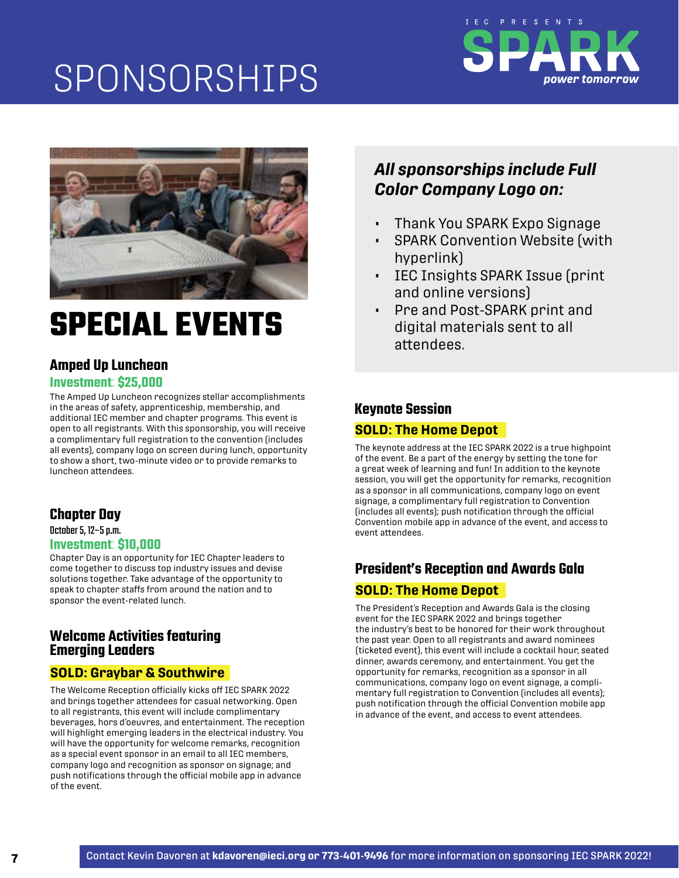# SPONSORSHIPS

IEC PRESENTS **SPARK** *power tomorrow*

## SPECIAL EVENTS

### Amped Up Luncheon

**Investment: $25,000**

The Amped Up Luncheon recognizes stellar accomplishments in the areas of safety, apprenticeship, membership, and additional IEC member and chapter programs. This event is open to all registrants. With this sponsorship, you will receive a complimentary full registration to the convention (includes all events), company logo on screen during lunch, opportunity to show a short, two-minute video or to provide remarks to luncheon attendees.

### Chapter Day

**October 5, 12–5 p.m.**

**Investment: $10,000**

Chapter Day is an opportunity for IEC Chapter leaders to come together to discuss top industry issues and devise solutions together. Take advantage of the opportunity to speak to chapter staffs from around the nation and to sponsor the event-related lunch.

### Welcome Activities featuring Emerging Leaders

**SOLD: Graybar & Southwire**

The Welcome Reception officially kicks off IEC SPARK 2022 and brings together attendees for casual networking. Open to all registrants, this event will include complimentary beverages, hors d'oeuvres, and entertainment. The reception will highlight emerging leaders in the electrical industry. You will have the opportunity for welcome remarks, recognition as a special event sponsor in an email to all IEC members, company logo and recognition as sponsor on signage; and push notifications through the official mobile app in advance of the event.

***All sponsorships include Full Color Company Logo on:***

- Thank You SPARK Expo Signage
- SPARK Convention Website (with hyperlink)
- IEC Insights SPARK Issue (print and online versions)
- Pre and Post-SPARK print and digital materials sent to all attendees.

### Keynote Session

**SOLD: The Home Depot**

The keynote address at the IEC SPARK 2022 is a true highpoint of the event. Be a part of the energy by setting the tone for a great week of learning and fun! In addition to the keynote session, you will get the opportunity for remarks, recognition as a sponsor in all communications, company logo on event signage, a complimentary full registration to Convention (includes all events); push notification through the official Convention mobile app in advance of the event, and access to event attendees.

### President's Reception and Awards Gala

**SOLD: The Home Depot**

The President's Reception and Awards Gala is the closing event for the IEC SPARK 2022 and brings together the industry's best to be honored for their work throughout the past year. Open to all registrants and award nominees (ticketed event), this event will include a cocktail hour, seated dinner, awards ceremony, and entertainment. You get the opportunity for remarks, recognition as a sponsor in all communications, company logo on event signage, a complimentary full registration to Convention (includes all events); push notification through the official Convention mobile app in advance of the event, and access to event attendees.

Contact Kevin Davoren at **kdavoren@ieci.org or 773-401-9496** for more information on sponsoring IEC SPARK 2022!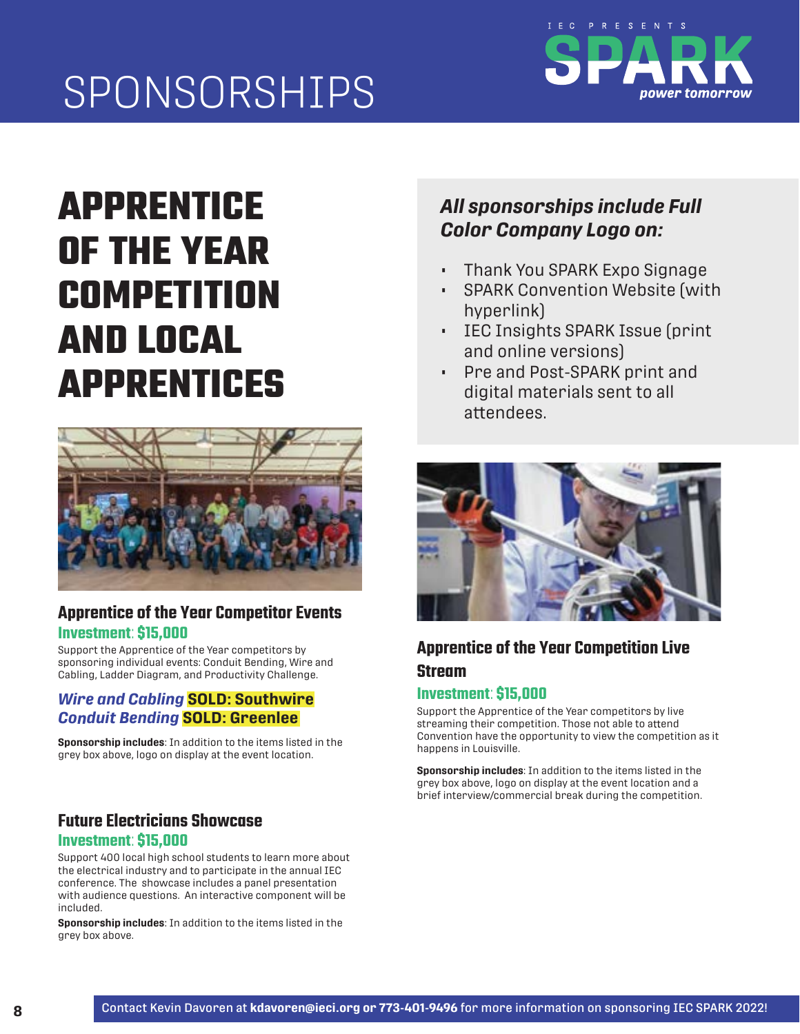# SPONSORSHIPS

IEC PRESENTS SPARK power tomorrow

## APPRENTICE OF THE YEAR COMPETITION AND LOCAL APPRENTICES

***All sponsorships include Full Color Company Logo on:***

- Thank You SPARK Expo Signage
- SPARK Convention Website (with hyperlink)
- IEC Insights SPARK Issue (print and online versions)
- Pre and Post-SPARK print and digital materials sent to all attendees.

### Apprentice of the Year Competitor Events

**Investment: $15,000**

Support the Apprentice of the Year competitors by sponsoring individual events: Conduit Bending, Wire and Cabling, Ladder Diagram, and Productivity Challenge.

***Wire and Cabling*** **SOLD: Southwire**
***Conduit Bending*** **SOLD: Greenlee**

**Sponsorship includes**: In addition to the items listed in the grey box above, logo on display at the event location.

### Future Electricians Showcase

**Investment: $15,000**

Support 400 local high school students to learn more about the electrical industry and to participate in the annual IEC conference. The showcase includes a panel presentation with audience questions. An interactive component will be included.

**Sponsorship includes**: In addition to the items listed in the grey box above.

### Apprentice of the Year Competition Live Stream

**Investment: $15,000**

Support the Apprentice of the Year competitors by live streaming their competition. Those not able to attend Convention have the opportunity to view the competition as it happens in Louisville.

**Sponsorship includes**: In addition to the items listed in the grey box above, logo on display at the event location and a brief interview/commercial break during the competition.

Contact Kevin Davoren at **kdavoren@ieci.org or 773-401-9496** for more information on sponsoring IEC SPARK 2022!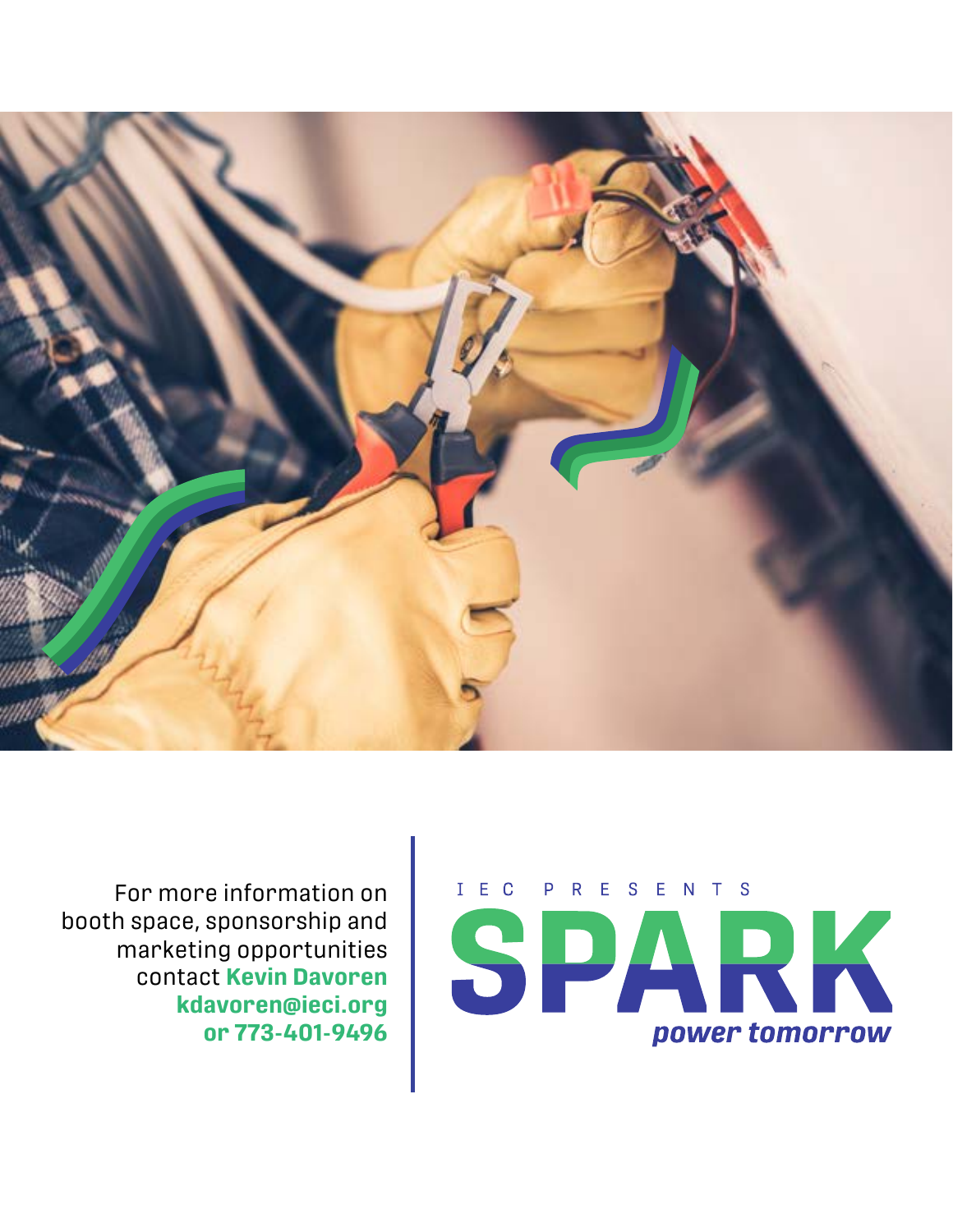For more information on booth space, sponsorship and marketing opportunities contact **Kevin Davoren kdavoren@ieci.org or 773-401-9496**

IEC PRESENTS

# SPARK

***power tomorrow***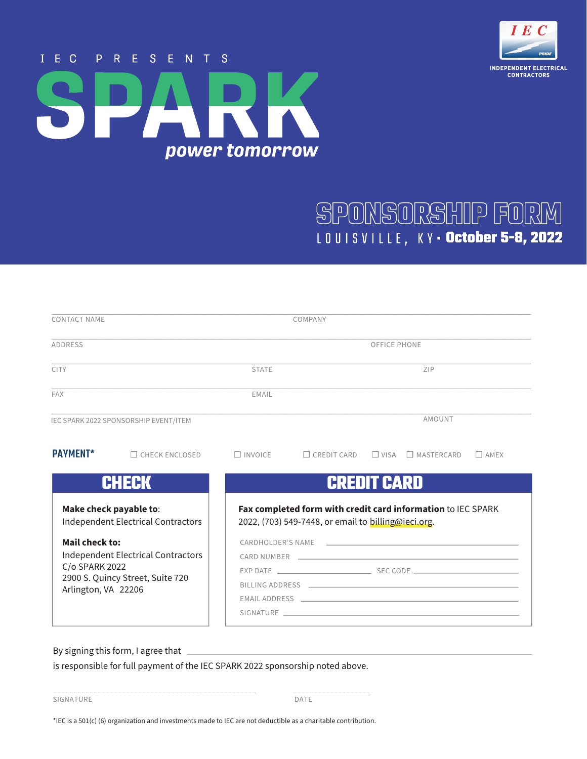I E C P R E S E N T S

# SPARK

*power tomorrow*

INDEPENDENT ELECTRICAL CONTRACTORS

## SPONSORSHIP FORM

LOUISVILLE, KY • **October 5-8, 2022**

CONTACT NAME ______________________ COMPANY ______________________

ADDRESS ______________________ OFFICE PHONE ______________________

CITY ______________ STATE ______________ ZIP ______________

FAX ______________ EMAIL ______________________

IEC SPARK 2022 SPONSORSHIP EVENT/ITEM ______________________ AMOUNT ______________

**PAYMENT*** ☐ CHECK ENCLOSED ☐ INVOICE ☐ CREDIT CARD ☐ VISA ☐ MASTERCARD ☐ AMEX

### CHECK

**Make check payable to**:
Independent Electrical Contractors

**Mail check to:**
Independent Electrical Contractors
C/o SPARK 2022
2900 S. Quincy Street, Suite 720
Arlington, VA 22206

### CREDIT CARD

**Fax completed form with credit card information** to IEC SPARK 2022, (703) 549-7448, or email to billing@ieci.org.

CARDHOLDER'S NAME ______________________

CARD NUMBER ______________________

EXP DATE ______________ SEC CODE ______________

BILLING ADDRESS ______________________

EMAIL ADDRESS ______________________

SIGNATURE ______________________

By signing this form, I agree that ______________________
is responsible for full payment of the IEC SPARK 2022 sponsorship noted above.

______________________ SIGNATURE ______________ DATE

*IEC is a 501(c) (6) organization and investments made to IEC are not deductible as a charitable contribution.